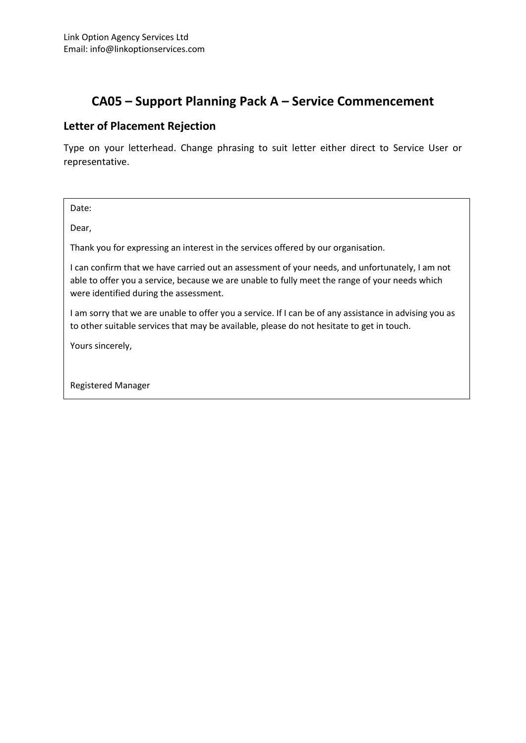Link Option Agency Services Ltd
Email: info@linkoptionservices.com

# CA05 – Support Planning Pack A – Service Commencement

## Letter of Placement Rejection

Type on your letterhead. Change phrasing to suit letter either direct to Service User or representative.

Date:

Dear,

Thank you for expressing an interest in the services offered by our organisation.

I can confirm that we have carried out an assessment of your needs, and unfortunately, I am not able to offer you a service, because we are unable to fully meet the range of your needs which were identified during the assessment.

I am sorry that we are unable to offer you a service. If I can be of any assistance in advising you as to other suitable services that may be available, please do not hesitate to get in touch.

Yours sincerely,

Registered Manager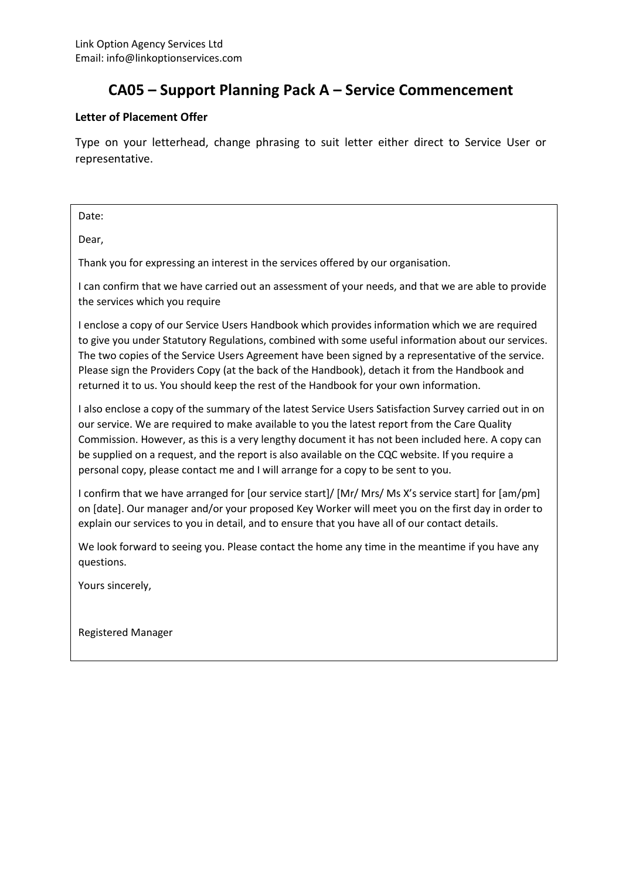Link Option Agency Services Ltd
Email: info@linkoptionservices.com

# CA05 – Support Planning Pack A – Service Commencement

**Letter of Placement Offer**

Type on your letterhead, change phrasing to suit letter either direct to Service User or representative.

Date:

Dear,

Thank you for expressing an interest in the services offered by our organisation.

I can confirm that we have carried out an assessment of your needs, and that we are able to provide the services which you require

I enclose a copy of our Service Users Handbook which provides information which we are required to give you under Statutory Regulations, combined with some useful information about our services. The two copies of the Service Users Agreement have been signed by a representative of the service. Please sign the Providers Copy (at the back of the Handbook), detach it from the Handbook and returned it to us. You should keep the rest of the Handbook for your own information.

I also enclose a copy of the summary of the latest Service Users Satisfaction Survey carried out in on our service. We are required to make available to you the latest report from the Care Quality Commission. However, as this is a very lengthy document it has not been included here. A copy can be supplied on a request, and the report is also available on the CQC website. If you require a personal copy, please contact me and I will arrange for a copy to be sent to you.

I confirm that we have arranged for [our service start]/ [Mr/ Mrs/ Ms X's service start] for [am/pm] on [date]. Our manager and/or your proposed Key Worker will meet you on the first day in order to explain our services to you in detail, and to ensure that you have all of our contact details.

We look forward to seeing you. Please contact the home any time in the meantime if you have any questions.

Yours sincerely,

Registered Manager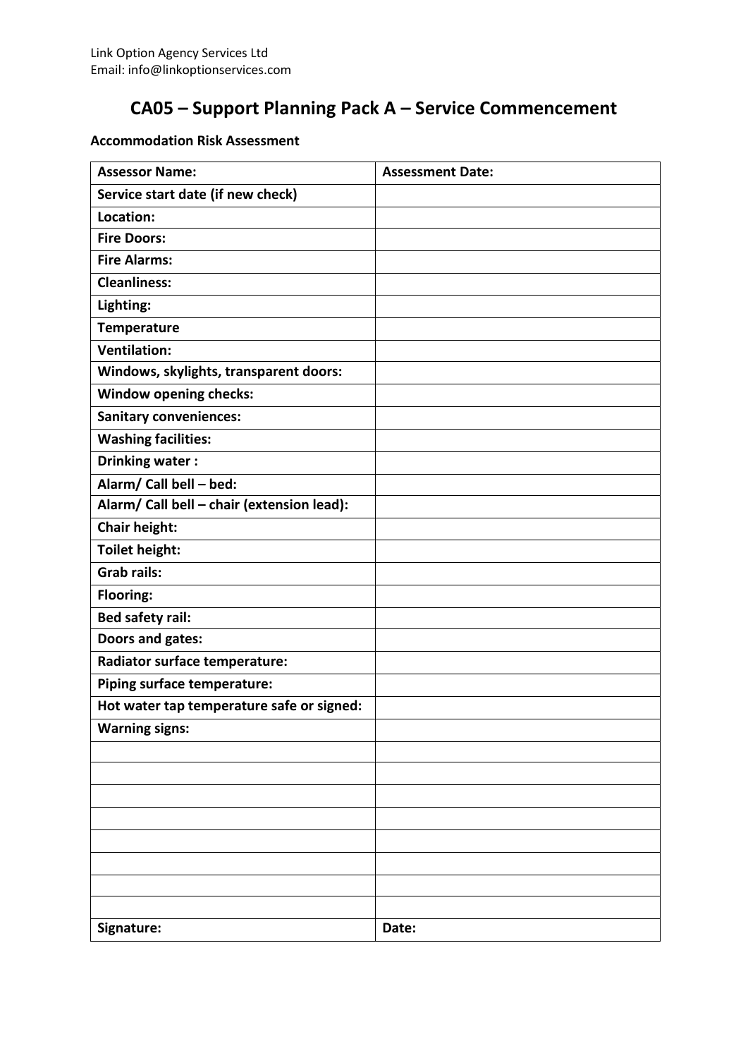Link Option Agency Services Ltd
Email: info@linkoptionservices.com

# CA05 – Support Planning Pack A – Service Commencement

**Accommodation Risk Assessment**

| **Assessor Name:** | **Assessment Date:** |
|---|---|
| **Service start date (if new check)** | |
| **Location:** | |
| **Fire Doors:** | |
| **Fire Alarms:** | |
| **Cleanliness:** | |
| **Lighting:** | |
| **Temperature** | |
| **Ventilation:** | |
| **Windows, skylights, transparent doors:** | |
| **Window opening checks:** | |
| **Sanitary conveniences:** | |
| **Washing facilities:** | |
| **Drinking water :** | |
| **Alarm/ Call bell – bed:** | |
| **Alarm/ Call bell – chair (extension lead):** | |
| **Chair height:** | |
| **Toilet height:** | |
| **Grab rails:** | |
| **Flooring:** | |
| **Bed safety rail:** | |
| **Doors and gates:** | |
| **Radiator surface temperature:** | |
| **Piping surface temperature:** | |
| **Hot water tap temperature safe or signed:** | |
| **Warning signs:** | |
| | |
| | |
| | |
| | |
| | |
| | |
| | |
| | |
| **Signature:** | **Date:** |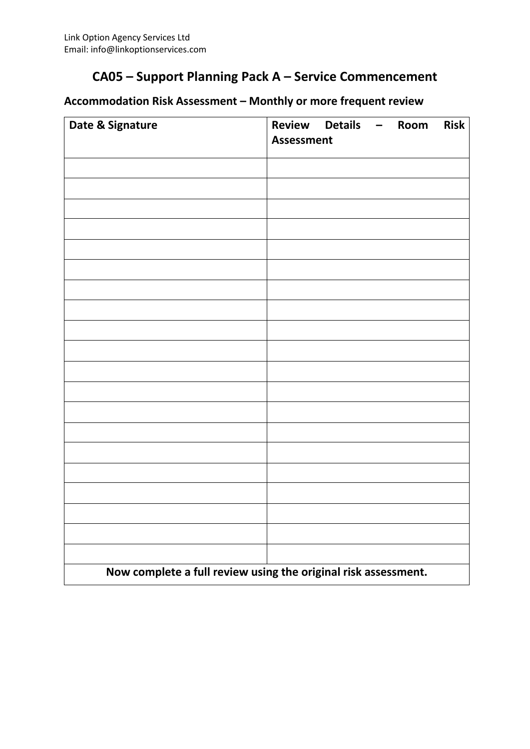Link Option Agency Services Ltd
Email: info@linkoptionservices.com

# CA05 – Support Planning Pack A – Service Commencement

## Accommodation Risk Assessment – Monthly or more frequent review

| Date & Signature | Review Details – Room Risk Assessment |
|---|---|
| | |
| | |
| | |
| | |
| | |
| | |
| | |
| | |
| | |
| | |
| | |
| | |
| | |
| | |
| | |
| | |
| | |
| | |
| | |
| | |
| **Now complete a full review using the original risk assessment.** | |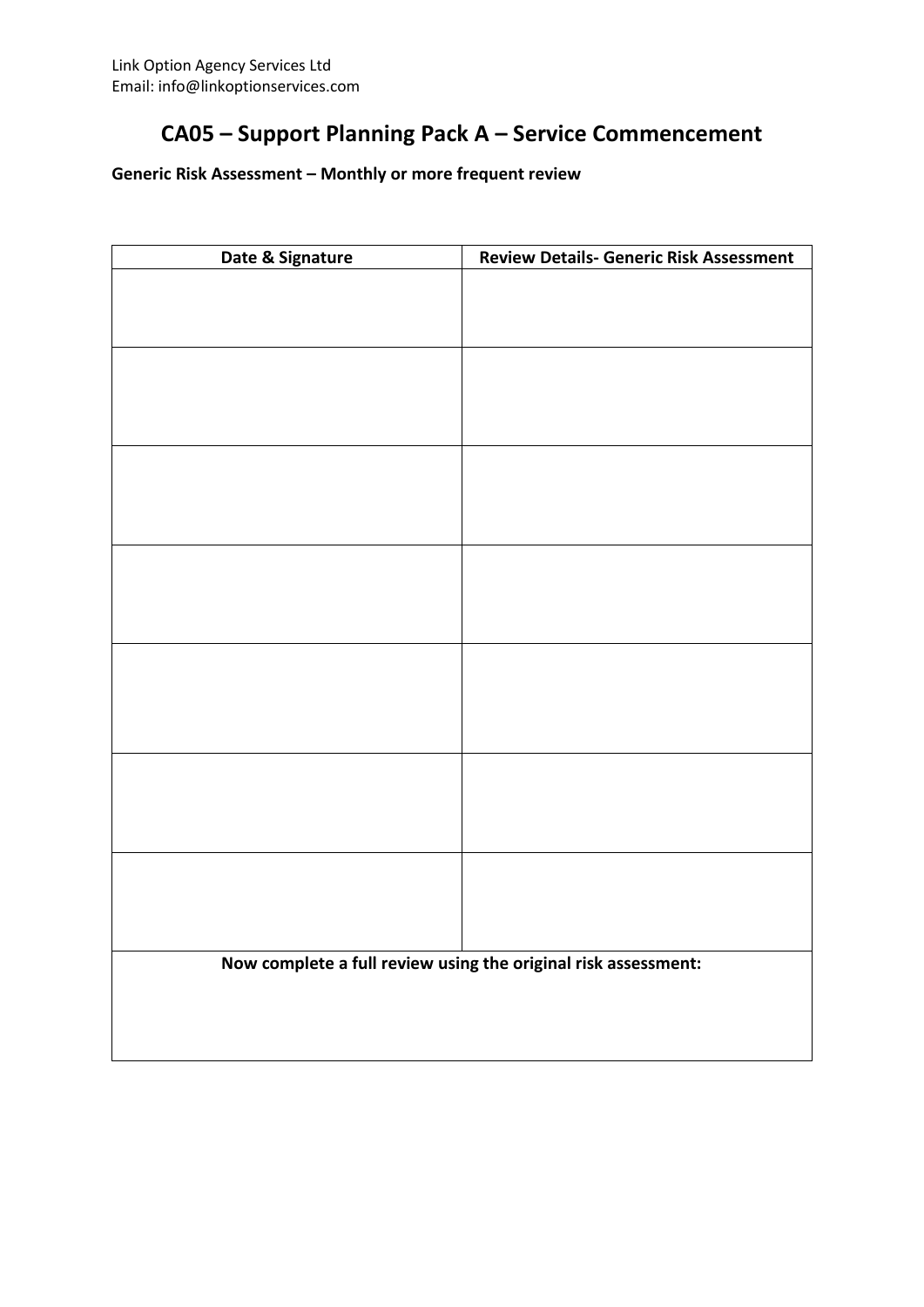Link Option Agency Services Ltd
Email: info@linkoptionservices.com

# CA05 – Support Planning Pack A – Service Commencement

**Generic Risk Assessment – Monthly or more frequent review**

| Date & Signature | Review Details- Generic Risk Assessment |
| --- | --- |
| | |
| | |
| | |
| | |
| | |
| | |
| | |
| **Now complete a full review using the original risk assessment:** | |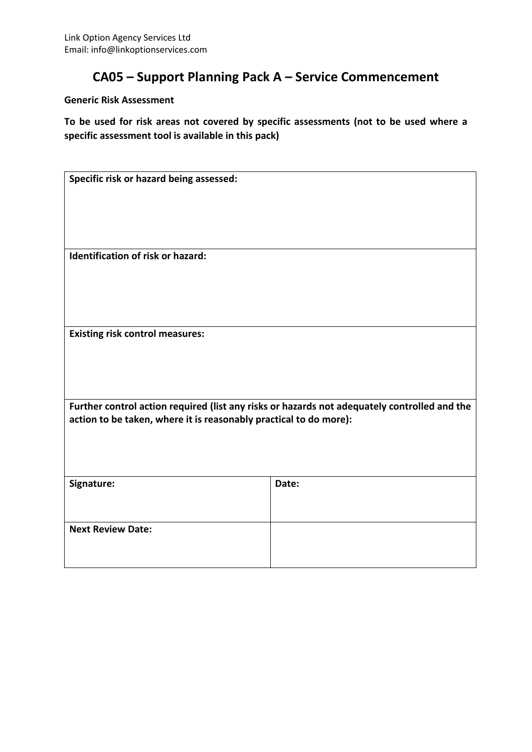Link Option Agency Services Ltd
Email: info@linkoptionservices.com

# CA05 – Support Planning Pack A – Service Commencement

**Generic Risk Assessment**

**To be used for risk areas not covered by specific assessments (not to be used where a specific assessment tool is available in this pack)**

| **Specific risk or hazard being assessed:** | |
|---|---|
| **Identification of risk or hazard:** | |
| **Existing risk control measures:** | |
| **Further control action required (list any risks or hazards not adequately controlled and the action to be taken, where it is reasonably practical to do more):** | |
| **Signature:** | **Date:** |
| **Next Review Date:** | |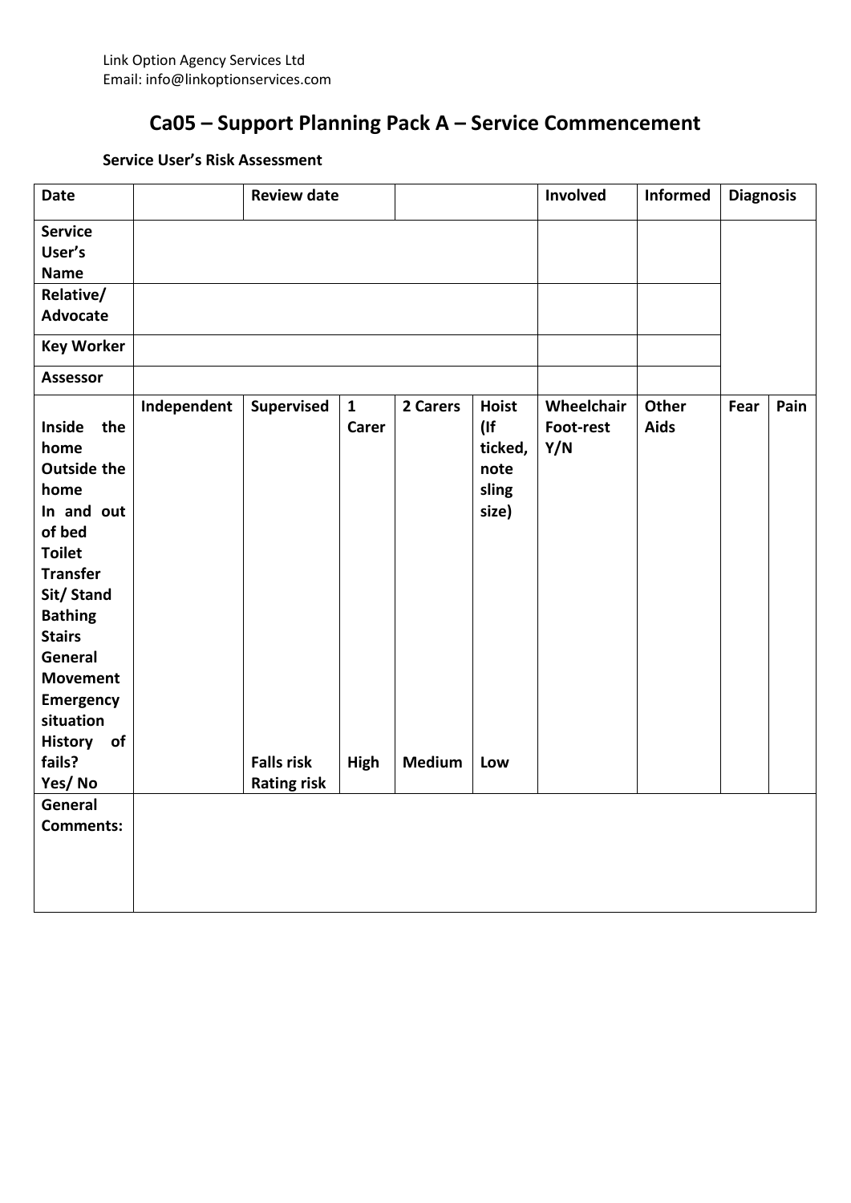Link Option Agency Services Ltd
Email: info@linkoptionservices.com

# Ca05 – Support Planning Pack A – Service Commencement

**Service User's Risk Assessment**

| **Date** | | **Review date** | | | | **Involved** | **Informed** | **Diagnosis** | |
|---|---|---|---|---|---|---|---|---|---|
| **Service User's Name** | | | | | | | | | |
| **Relative/ Advocate** | | | | | | | | | |
| **Key Worker** | | | | | | | | | |
| **Assessor** | | | | | | | | | |
| | **Independent** | **Supervised** | **1 Carer** | **2 Carers** | **Hoist (If ticked, note sling size)** | **Wheelchair Foot-rest Y/N** | **Other Aids** | **Fear** | **Pain** |
| **Inside the home** | | | | | | | | | |
| **Outside the home** | | | | | | | | | |
| **In and out of bed** | | | | | | | | | |
| **Toilet** | | | | | | | | | |
| **Transfer** | | | | | | | | | |
| **Sit/ Stand** | | | | | | | | | |
| **Bathing** | | | | | | | | | |
| **Stairs** | | | | | | | | | |
| **General Movement** | | | | | | | | | |
| **Emergency situation** | | | | | | | | | |
| **History of fails? Yes/ No** | | **Falls risk Rating risk** | **High** | **Medium** | **Low** | | | | |
| **General Comments:** | | | | | | | | | |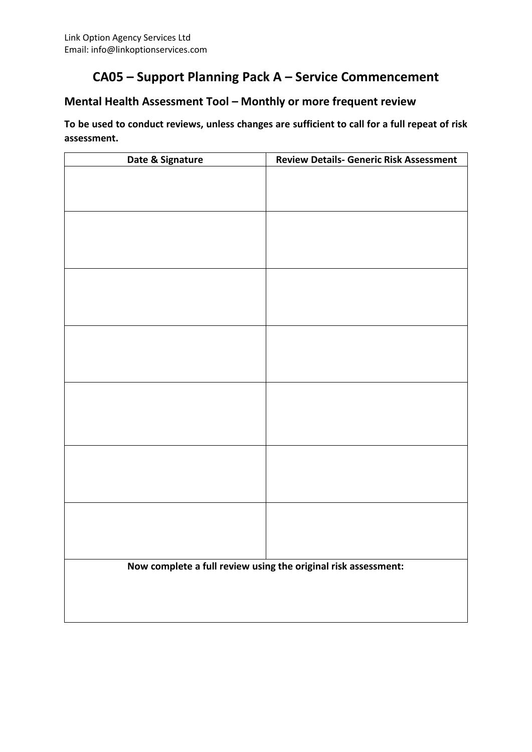Link Option Agency Services Ltd
Email: info@linkoptionservices.com

# CA05 – Support Planning Pack A – Service Commencement

## Mental Health Assessment Tool – Monthly or more frequent review

**To be used to conduct reviews, unless changes are sufficient to call for a full repeat of risk assessment.**

| Date & Signature | Review Details- Generic Risk Assessment |
|---|---|
| | |
| | |
| | |
| | |
| | |
| | |
| | |
| **Now complete a full review using the original risk assessment:** | |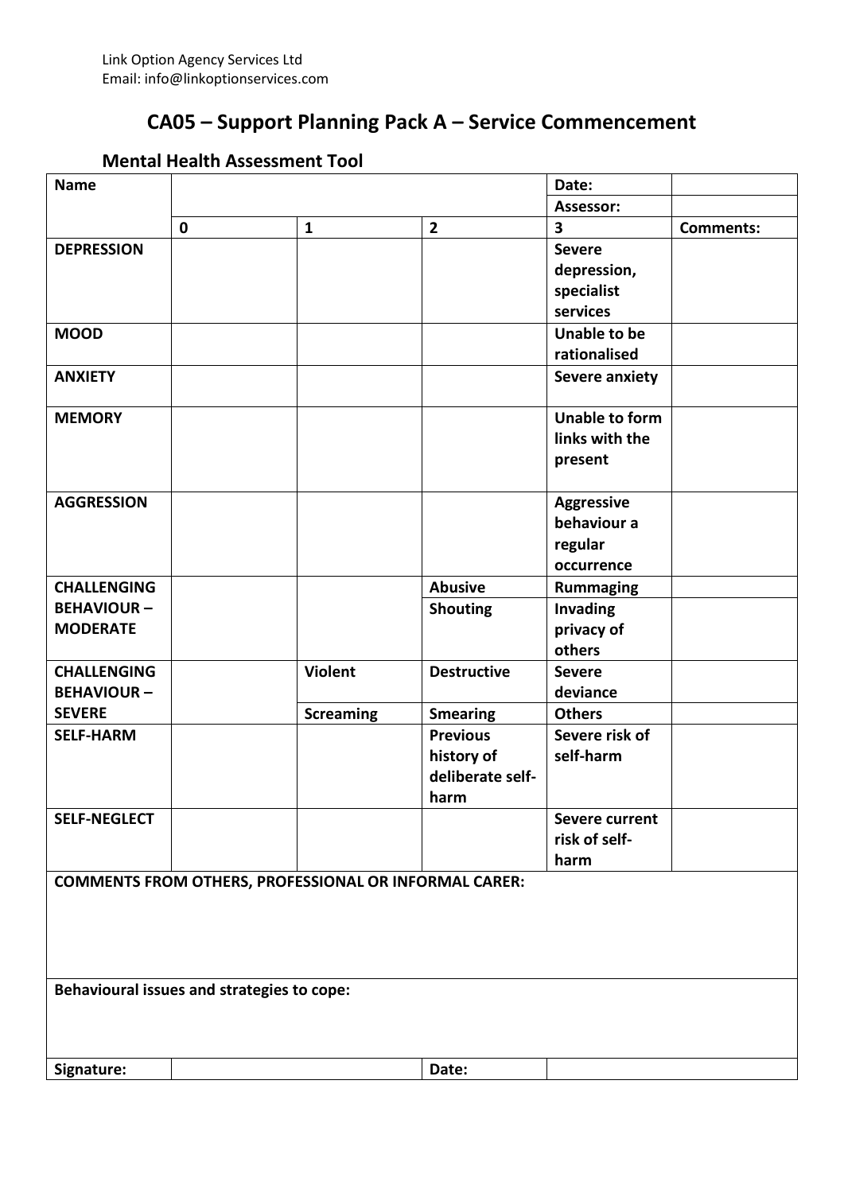Link Option Agency Services Ltd
Email: info@linkoptionservices.com

# CA05 – Support Planning Pack A – Service Commencement

## Mental Health Assessment Tool

| **Name** | | | | **Date:** | |
|---|---|---|---|---|---|
| | | | | **Assessor:** | |
| | **0** | **1** | **2** | **3** | **Comments:** |
| **DEPRESSION** | | | | **Severe depression, specialist services** | |
| **MOOD** | | | | **Unable to be rationalised** | |
| **ANXIETY** | | | | **Severe anxiety** | |
| **MEMORY** | | | | **Unable to form links with the present** | |
| **AGGRESSION** | | | | **Aggressive behaviour a regular occurrence** | |
| **CHALLENGING BEHAVIOUR – MODERATE** | | | **Abusive** | **Rummaging** | |
| | | | **Shouting** | **Invading privacy of others** | |
| **CHALLENGING BEHAVIOUR – SEVERE** | | **Violent** | **Destructive** | **Severe deviance** | |
| | | **Screaming** | **Smearing** | **Others** | |
| **SELF-HARM** | | | **Previous history of deliberate self-harm** | **Severe risk of self-harm** | |
| **SELF-NEGLECT** | | | | **Severe current risk of self-harm** | |
| **COMMENTS FROM OTHERS, PROFESSIONAL OR INFORMAL CARER:** | | | | | |
| **Behavioural issues and strategies to cope:** | | | | | |
| **Signature:** | | | **Date:** | | |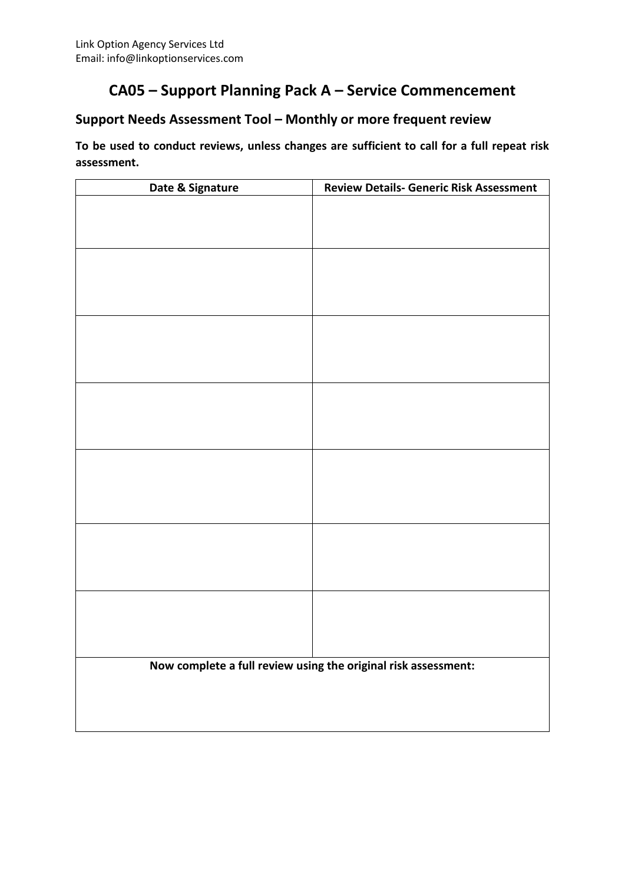Link Option Agency Services Ltd
Email: info@linkoptionservices.com

# CA05 – Support Planning Pack A – Service Commencement

## Support Needs Assessment Tool – Monthly or more frequent review

**To be used to conduct reviews, unless changes are sufficient to call for a full repeat risk assessment.**

| Date & Signature | Review Details- Generic Risk Assessment |
|---|---|
| | |
| | |
| | |
| | |
| | |
| | |
| | |
| **Now complete a full review using the original risk assessment:** | |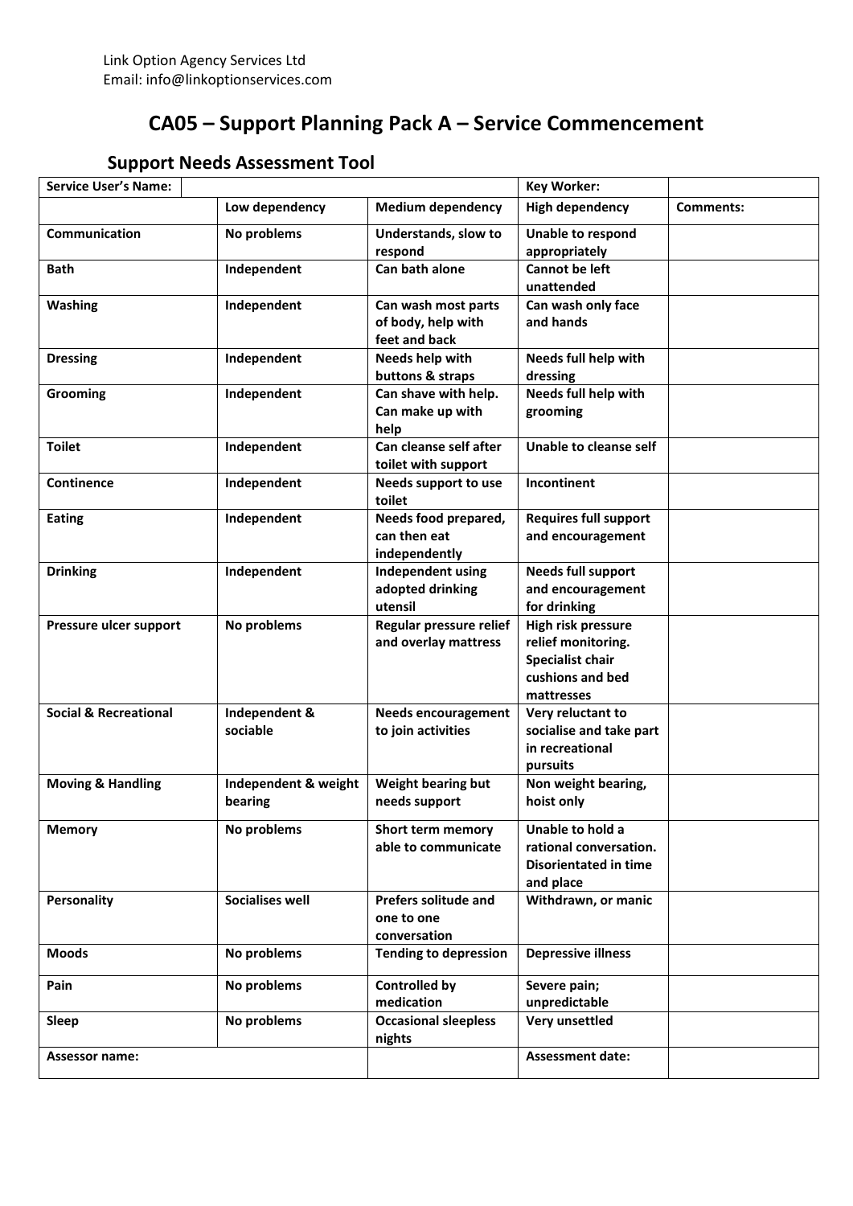Link Option Agency Services Ltd
Email: info@linkoptionservices.com

# CA05 – Support Planning Pack A – Service Commencement

## Support Needs Assessment Tool

| Service User's Name: | | | Key Worker: | |
|---|---|---|---|---|
| | **Low dependency** | **Medium dependency** | **High dependency** | **Comments:** |
| **Communication** | **No problems** | **Understands, slow to respond** | **Unable to respond appropriately** | |
| **Bath** | **Independent** | **Can bath alone** | **Cannot be left unattended** | |
| **Washing** | **Independent** | **Can wash most parts of body, help with feet and back** | **Can wash only face and hands** | |
| **Dressing** | **Independent** | **Needs help with buttons & straps** | **Needs full help with dressing** | |
| **Grooming** | **Independent** | **Can shave with help. Can make up with help** | **Needs full help with grooming** | |
| **Toilet** | **Independent** | **Can cleanse self after toilet with support** | **Unable to cleanse self** | |
| **Continence** | **Independent** | **Needs support to use toilet** | **Incontinent** | |
| **Eating** | **Independent** | **Needs food prepared, can then eat independently** | **Requires full support and encouragement** | |
| **Drinking** | **Independent** | **Independent using adopted drinking utensil** | **Needs full support and encouragement for drinking** | |
| **Pressure ulcer support** | **No problems** | **Regular pressure relief and overlay mattress** | **High risk pressure relief monitoring. Specialist chair cushions and bed mattresses** | |
| **Social & Recreational** | **Independent & sociable** | **Needs encouragement to join activities** | **Very reluctant to socialise and take part in recreational pursuits** | |
| **Moving & Handling** | **Independent & weight bearing** | **Weight bearing but needs support** | **Non weight bearing, hoist only** | |
| **Memory** | **No problems** | **Short term memory able to communicate** | **Unable to hold a rational conversation. Disorientated in time and place** | |
| **Personality** | **Socialises well** | **Prefers solitude and one to one conversation** | **Withdrawn, or manic** | |
| **Moods** | **No problems** | **Tending to depression** | **Depressive illness** | |
| **Pain** | **No problems** | **Controlled by medication** | **Severe pain; unpredictable** | |
| **Sleep** | **No problems** | **Occasional sleepless nights** | **Very unsettled** | |
| **Assessor name:** | | | **Assessment date:** | |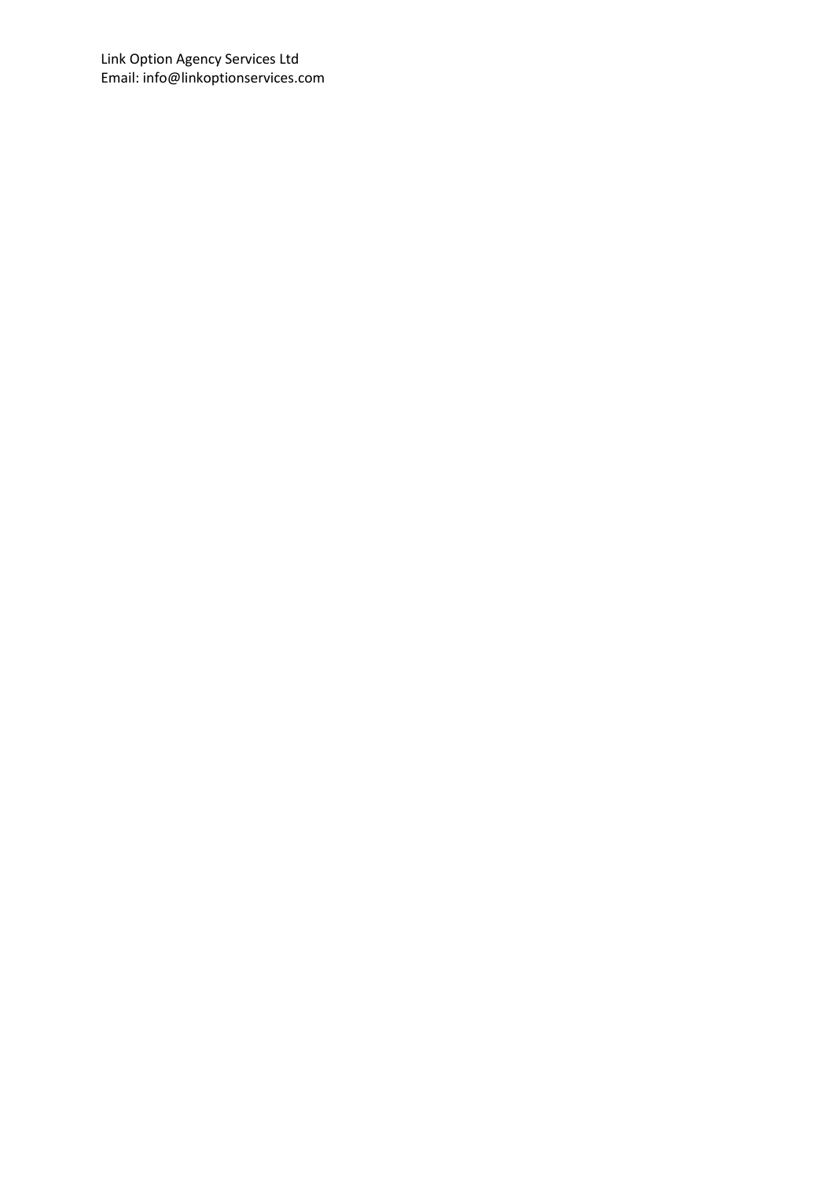Link Option Agency Services Ltd
Email: info@linkoptionservices.com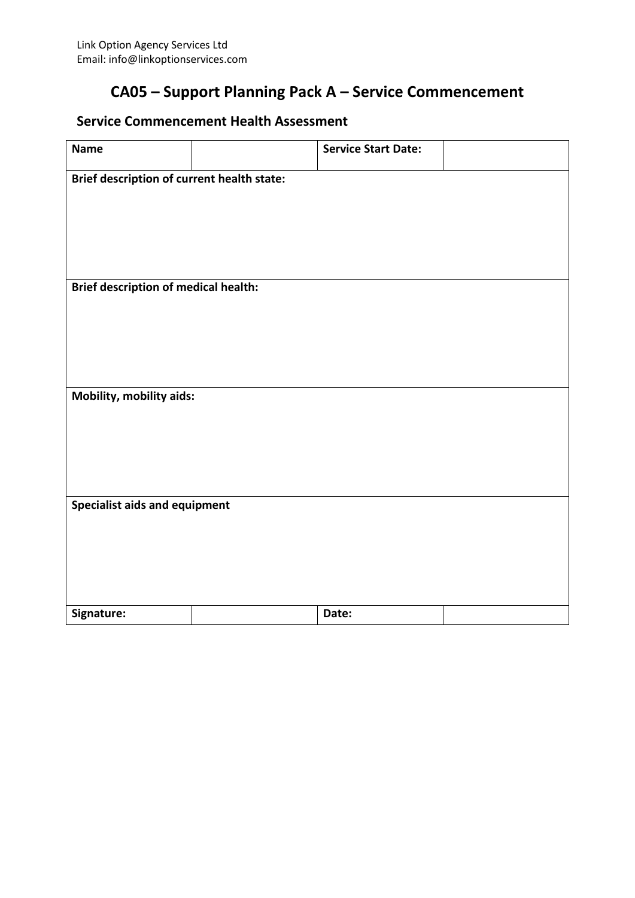Link Option Agency Services Ltd
Email: info@linkoptionservices.com

# CA05 – Support Planning Pack A – Service Commencement

## Service Commencement Health Assessment

| **Name** | | **Service Start Date:** | |
|---|---|---|---|
| **Brief description of current health state:** | | | |
| **Brief description of medical health:** | | | |
| **Mobility, mobility aids:** | | | |
| **Specialist aids and equipment** | | | |
| **Signature:** | | **Date:** | |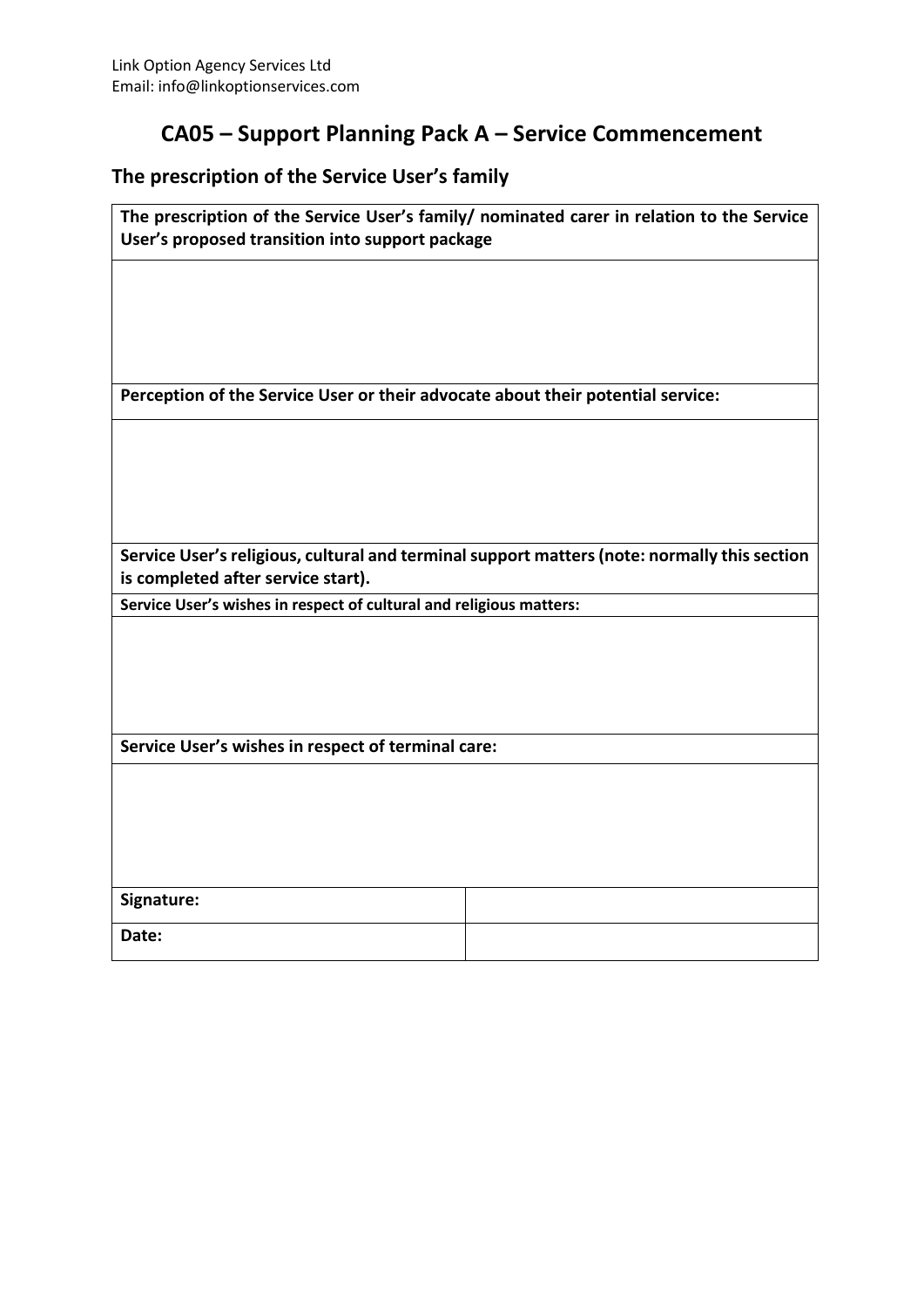Link Option Agency Services Ltd
Email: info@linkoptionservices.com

# CA05 – Support Planning Pack A – Service Commencement

## The prescription of the Service User's family

| **The prescription of the Service User's family/ nominated carer in relation to the Service User's proposed transition into support package** | |
|---|---|
| | |
| **Perception of the Service User or their advocate about their potential service:** | |
| | |
| **Service User's religious, cultural and terminal support matters (note: normally this section is completed after service start).** | |
| **Service User's wishes in respect of cultural and religious matters:** | |
| | |
| **Service User's wishes in respect of terminal care:** | |
| | |
| **Signature:** | |
| **Date:** | |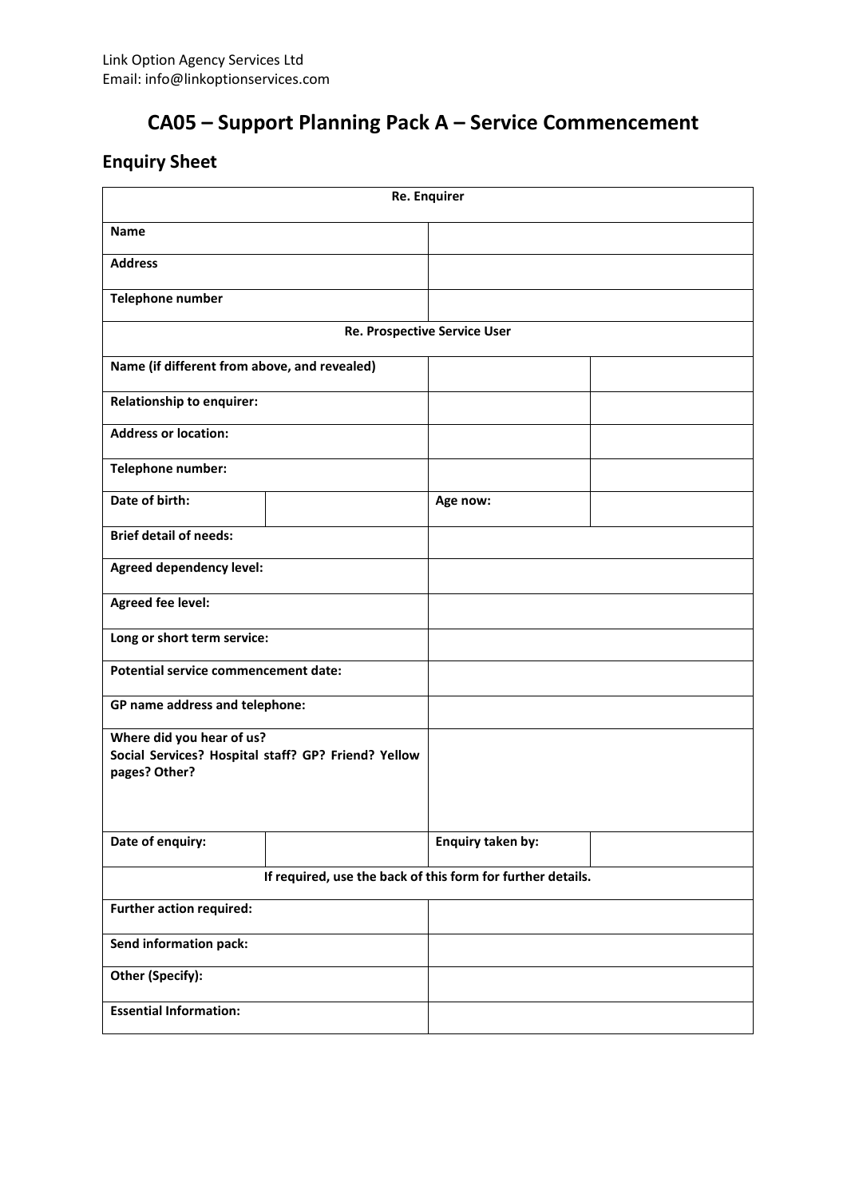Link Option Agency Services Ltd
Email: info@linkoptionservices.com

# CA05 – Support Planning Pack A – Service Commencement

## Enquiry Sheet

| Re. Enquirer | | | |
|---|---|---|---|
| **Name** | | | |
| **Address** | | | |
| **Telephone number** | | | |
| **Re. Prospective Service User** | | | |
| **Name (if different from above, and revealed)** | | | |
| **Relationship to enquirer:** | | | |
| **Address or location:** | | | |
| **Telephone number:** | | | |
| **Date of birth:** | | **Age now:** | |
| **Brief detail of needs:** | | | |
| **Agreed dependency level:** | | | |
| **Agreed fee level:** | | | |
| **Long or short term service:** | | | |
| **Potential service commencement date:** | | | |
| **GP name address and telephone:** | | | |
| **Where did you hear of us? Social Services? Hospital staff? GP? Friend? Yellow pages? Other?** | | | |
| **Date of enquiry:** | | **Enquiry taken by:** | |
| **If required, use the back of this form for further details.** | | | |
| **Further action required:** | | | |
| **Send information pack:** | | | |
| **Other (Specify):** | | | |
| **Essential Information:** | | | |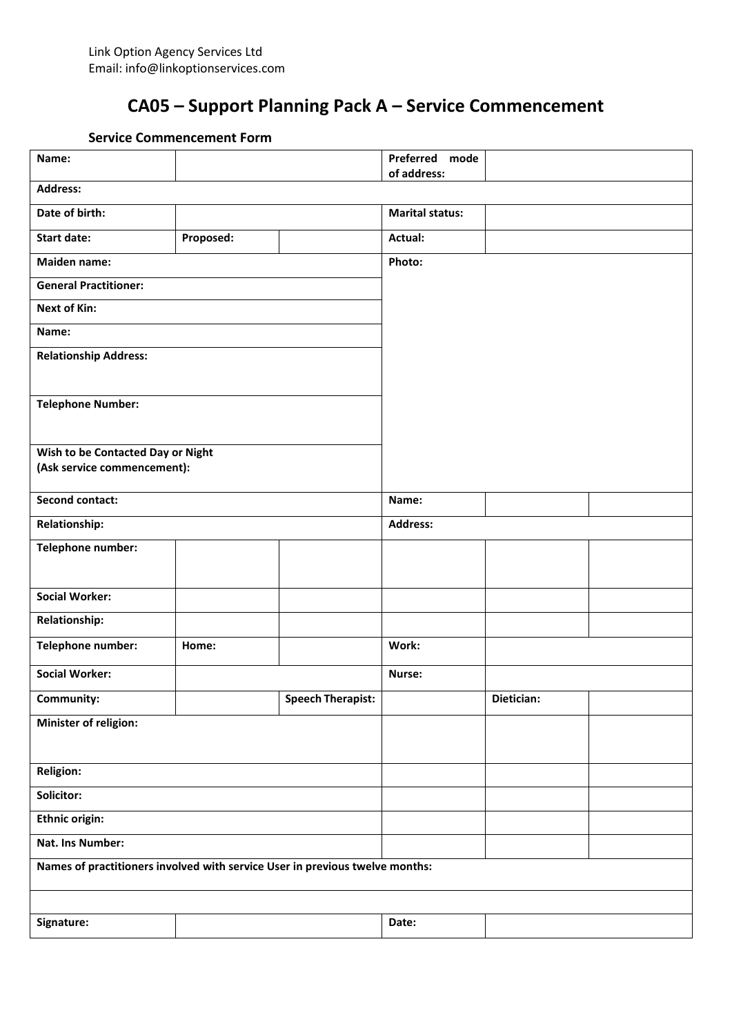Link Option Agency Services Ltd
Email: info@linkoptionservices.com

# CA05 – Support Planning Pack A – Service Commencement

### Service Commencement Form

| | | | | | |
|---|---|---|---|---|---|
| **Name:** | | | **Preferred mode of address:** | | |
| **Address:** | | | | | |
| **Date of birth:** | | | **Marital status:** | | |
| **Start date:** | **Proposed:** | | **Actual:** | | |
| **Maiden name:** | | | **Photo:** | | |
| **General Practitioner:** | | | | | |
| **Next of Kin:** | | | | | |
| **Name:** | | | | | |
| **Relationship Address:** | | | | | |
| **Telephone Number:** | | | | | |
| **Wish to be Contacted Day or Night (Ask service commencement):** | | | | | |
| **Second contact:** | | | **Name:** | | |
| **Relationship:** | | | **Address:** | | |
| **Telephone number:** | | | | | |
| **Social Worker:** | | | | | |
| **Relationship:** | | | | | |
| **Telephone number:** | **Home:** | | **Work:** | | |
| **Social Worker:** | | | **Nurse:** | | |
| **Community:** | | **Speech Therapist:** | | **Dietician:** | |
| **Minister of religion:** | | | | | |
| **Religion:** | | | | | |
| **Solicitor:** | | | | | |
| **Ethnic origin:** | | | | | |
| **Nat. Ins Number:** | | | | | |
| **Names of practitioners involved with service User in previous twelve months:** | | | | | |
| | | | | | |
| **Signature:** | | | **Date:** | | |